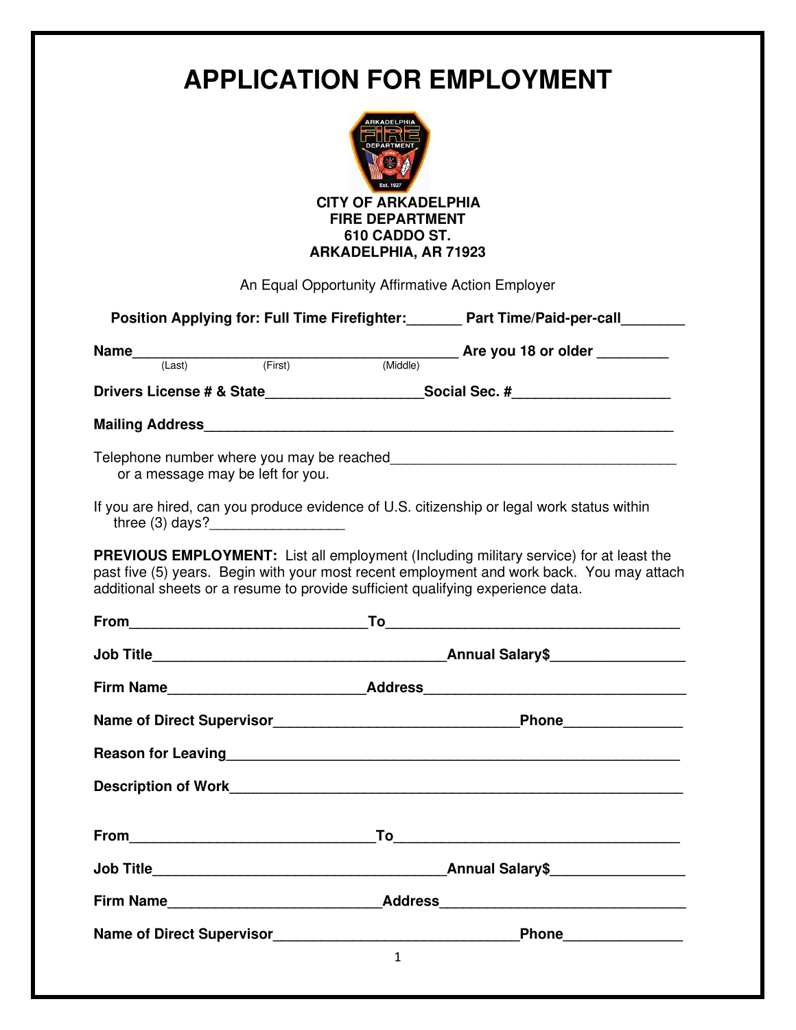# APPLICATION FOR EMPLOYMENT

**CITY OF ARKADELPHIA**
**FIRE DEPARTMENT**
**610 CADDO ST.**
**ARKADELPHIA, AR 71923**

An Equal Opportunity Affirmative Action Employer

**Position Applying for: Full Time Firefighter:_______ Part Time/Paid-per-call________**

**Name**_________________________________________ **Are you 18 or older** _________
(Last) (First) (Middle)

**Drivers License # & State**___________________**Social Sec. #**___________________

**Mailing Address**___________________________________________________________

Telephone number where you may be reached____________________________________
or a message may be left for you.

If you are hired, can you produce evidence of U.S. citizenship or legal work status within three (3) days?_________________

**PREVIOUS EMPLOYMENT:** List all employment (Including military service) for at least the past five (5) years. Begin with your most recent employment and work back. You may attach additional sheets or a resume to provide sufficient qualifying experience data.

**From**_____________________________**To**____________________________________

**Job Title**___________________________________**Annual Salary$**________________

**Firm Name**________________________**Address**_______________________________

**Name of Direct Supervisor**______________________________**Phone**______________

**Reason for Leaving**_________________________________________________________

**Description of Work**________________________________________________________

**From**______________________________**To**___________________________________

**Job Title**___________________________________**Annual Salary$**________________

**Firm Name**__________________________**Address**______________________________

**Name of Direct Supervisor**______________________________**Phone**______________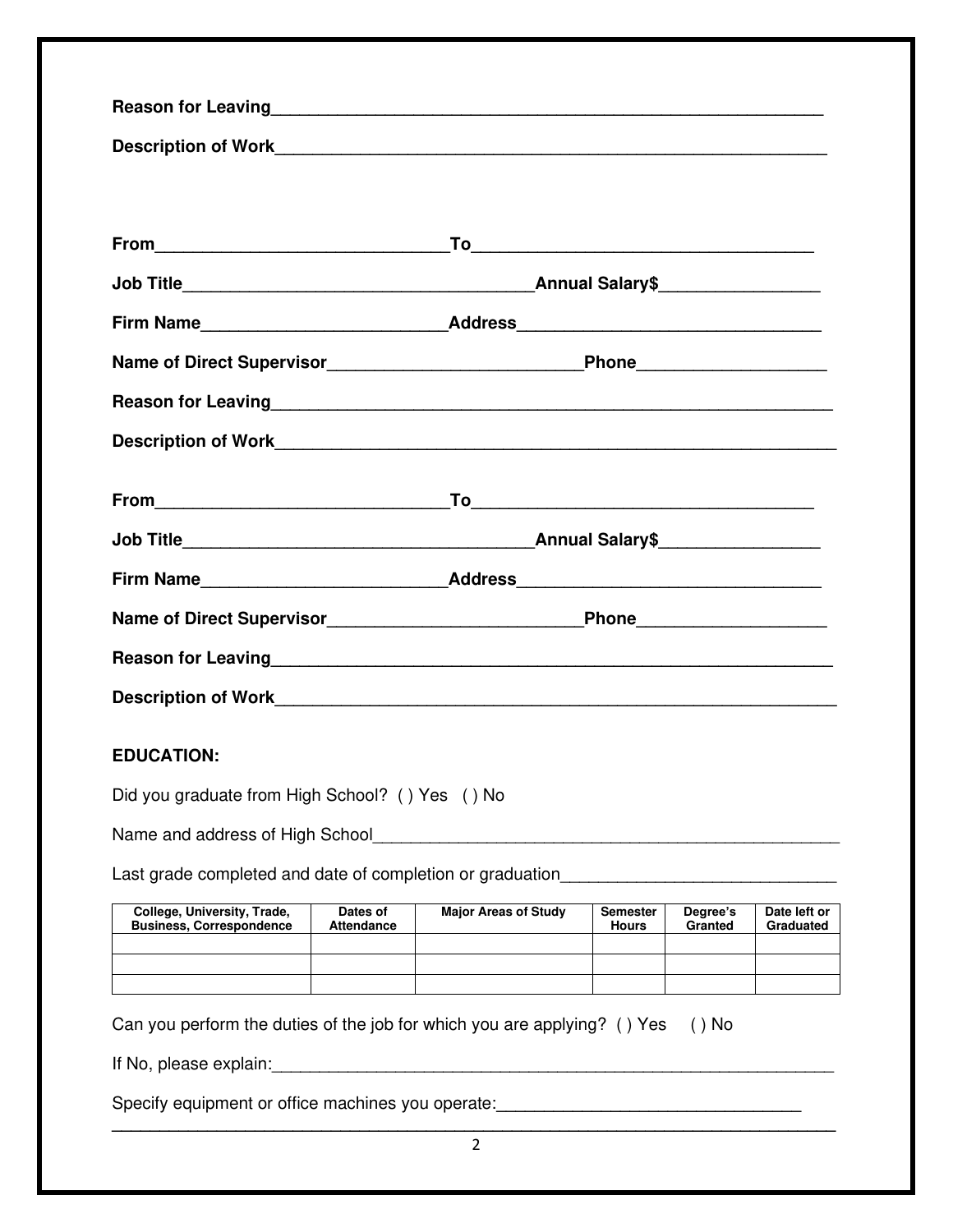**Reason for Leaving**\_\_\_\_\_\_\_\_\_\_\_\_\_\_\_\_\_\_\_\_\_\_\_\_\_\_\_\_\_\_\_\_\_\_\_\_\_\_\_\_\_\_\_\_\_\_\_\_\_\_\_\_\_\_\_\_

**Description of Work**\_\_\_\_\_\_\_\_\_\_\_\_\_\_\_\_\_\_\_\_\_\_\_\_\_\_\_\_\_\_\_\_\_\_\_\_\_\_\_\_\_\_\_\_\_\_\_\_\_\_\_\_\_\_\_\_

**From**\_\_\_\_\_\_\_\_\_\_\_\_\_\_\_\_\_\_\_\_\_\_\_\_\_\_\_\_\_\_**To**\_\_\_\_\_\_\_\_\_\_\_\_\_\_\_\_\_\_\_\_\_\_\_\_\_\_\_\_\_\_\_\_\_\_\_

**Job Title**\_\_\_\_\_\_\_\_\_\_\_\_\_\_\_\_\_\_\_\_\_\_\_\_\_\_\_\_\_\_\_\_\_\_\_\_\_**Annual Salary$**\_\_\_\_\_\_\_\_\_\_\_\_\_\_\_\_

**Firm Name**\_\_\_\_\_\_\_\_\_\_\_\_\_\_\_\_\_\_\_\_\_\_\_\_\_\_**Address**\_\_\_\_\_\_\_\_\_\_\_\_\_\_\_\_\_\_\_\_\_\_\_\_\_\_\_\_\_\_\_\_

**Name of Direct Supervisor**\_\_\_\_\_\_\_\_\_\_\_\_\_\_\_\_\_\_\_\_\_\_\_\_\_\_**Phone**\_\_\_\_\_\_\_\_\_\_\_\_\_\_\_\_\_\_\_

**Reason for Leaving**\_\_\_\_\_\_\_\_\_\_\_\_\_\_\_\_\_\_\_\_\_\_\_\_\_\_\_\_\_\_\_\_\_\_\_\_\_\_\_\_\_\_\_\_\_\_\_\_\_\_\_\_\_\_\_\_\_

**Description of Work**\_\_\_\_\_\_\_\_\_\_\_\_\_\_\_\_\_\_\_\_\_\_\_\_\_\_\_\_\_\_\_\_\_\_\_\_\_\_\_\_\_\_\_\_\_\_\_\_\_\_\_\_\_\_\_\_\_

**From**\_\_\_\_\_\_\_\_\_\_\_\_\_\_\_\_\_\_\_\_\_\_\_\_\_\_\_\_\_\_**To**\_\_\_\_\_\_\_\_\_\_\_\_\_\_\_\_\_\_\_\_\_\_\_\_\_\_\_\_\_\_\_\_\_\_\_

**Job Title**\_\_\_\_\_\_\_\_\_\_\_\_\_\_\_\_\_\_\_\_\_\_\_\_\_\_\_\_\_\_\_\_\_\_\_\_\_**Annual Salary$**\_\_\_\_\_\_\_\_\_\_\_\_\_\_\_\_

**Firm Name**\_\_\_\_\_\_\_\_\_\_\_\_\_\_\_\_\_\_\_\_\_\_\_\_\_\_**Address**\_\_\_\_\_\_\_\_\_\_\_\_\_\_\_\_\_\_\_\_\_\_\_\_\_\_\_\_\_\_\_\_

**Name of Direct Supervisor**\_\_\_\_\_\_\_\_\_\_\_\_\_\_\_\_\_\_\_\_\_\_\_\_\_\_**Phone**\_\_\_\_\_\_\_\_\_\_\_\_\_\_\_\_\_\_\_

**Reason for Leaving**\_\_\_\_\_\_\_\_\_\_\_\_\_\_\_\_\_\_\_\_\_\_\_\_\_\_\_\_\_\_\_\_\_\_\_\_\_\_\_\_\_\_\_\_\_\_\_\_\_\_\_\_\_\_\_\_\_

**Description of Work**\_\_\_\_\_\_\_\_\_\_\_\_\_\_\_\_\_\_\_\_\_\_\_\_\_\_\_\_\_\_\_\_\_\_\_\_\_\_\_\_\_\_\_\_\_\_\_\_\_\_\_\_\_\_\_\_\_

**EDUCATION:**

Did you graduate from High School? ( ) Yes ( ) No

Name and address of High School\_\_\_\_\_\_\_\_\_\_\_\_\_\_\_\_\_\_\_\_\_\_\_\_\_\_\_\_\_\_\_\_\_\_\_\_\_\_\_\_\_\_\_\_\_\_\_\_\_\_

Last grade completed and date of completion or graduation\_\_\_\_\_\_\_\_\_\_\_\_\_\_\_\_\_\_\_\_\_\_\_\_\_\_\_\_\_

| College, University, Trade, Business, Correspondence | Dates of Attendance | Major Areas of Study | Semester Hours | Degree's Granted | Date left or Graduated |
|---|---|---|---|---|---|
| | | | | | |
| | | | | | |
| | | | | | |

Can you perform the duties of the job for which you are applying? ( ) Yes ( ) No

If No, please explain:\_\_\_\_\_\_\_\_\_\_\_\_\_\_\_\_\_\_\_\_\_\_\_\_\_\_\_\_\_\_\_\_\_\_\_\_\_\_\_\_\_\_\_\_\_\_\_\_\_\_\_\_\_\_\_\_\_\_\_\_

Specify equipment or office machines you operate:\_\_\_\_\_\_\_\_\_\_\_\_\_\_\_\_\_\_\_\_\_\_\_\_\_\_\_\_\_\_\_\_

\_\_\_\_\_\_\_\_\_\_\_\_\_\_\_\_\_\_\_\_\_\_\_\_\_\_\_\_\_\_\_\_\_\_\_\_\_\_\_\_\_\_\_\_\_\_\_\_\_\_\_\_\_\_\_\_\_\_\_\_\_\_\_\_\_\_\_\_\_\_\_\_\_\_\_\_\_\_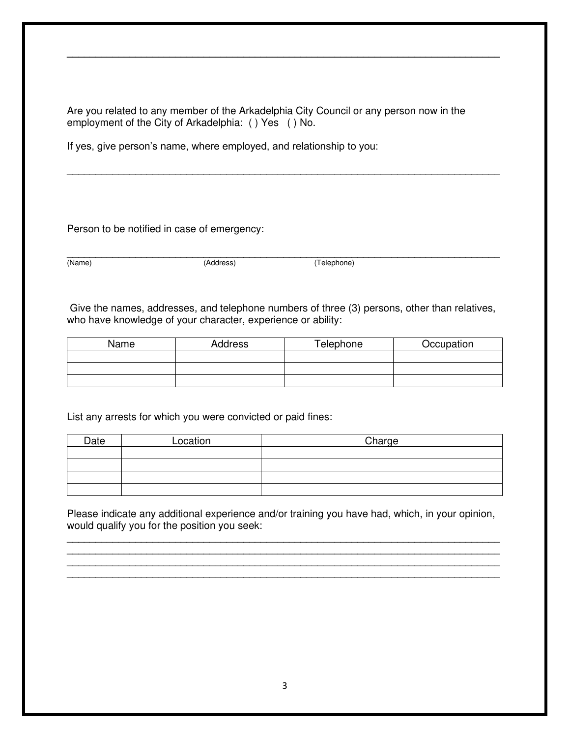\_\_\_\_\_\_\_\_\_\_\_\_\_\_\_\_\_\_\_\_\_\_\_\_\_\_\_\_\_\_\_\_\_\_\_\_\_\_\_\_\_\_\_\_\_\_\_\_\_\_\_\_\_\_\_\_\_\_\_\_\_\_\_\_\_\_\_\_\_\_\_\_\_\_

Are you related to any member of the Arkadelphia City Council or any person now in the employment of the City of Arkadelphia: ( ) Yes ( ) No.

If yes, give person's name, where employed, and relationship to you:

\_\_\_\_\_\_\_\_\_\_\_\_\_\_\_\_\_\_\_\_\_\_\_\_\_\_\_\_\_\_\_\_\_\_\_\_\_\_\_\_\_\_\_\_\_\_\_\_\_\_\_\_\_\_\_\_\_\_\_\_\_\_\_\_\_\_\_\_\_\_\_\_\_\_

Person to be notified in case of emergency:

\_\_\_\_\_\_\_\_\_\_\_\_\_\_\_\_\_\_\_\_\_\_\_\_\_\_\_\_\_\_\_\_\_\_\_\_\_\_\_\_\_\_\_\_\_\_\_\_\_\_\_\_\_\_\_\_\_\_\_\_\_\_\_\_\_\_\_\_\_\_\_\_\_\_
(Name) (Address) (Telephone)

Give the names, addresses, and telephone numbers of three (3) persons, other than relatives, who have knowledge of your character, experience or ability:

| Name | Address | Telephone | Occupation |
|---|---|---|---|
| | | | |
| | | | |
| | | | |

List any arrests for which you were convicted or paid fines:

| Date | Location | Charge |
|---|---|---|
| | | |
| | | |
| | | |
| | | |

Please indicate any additional experience and/or training you have had, which, in your opinion, would qualify you for the position you seek:

\_\_\_\_\_\_\_\_\_\_\_\_\_\_\_\_\_\_\_\_\_\_\_\_\_\_\_\_\_\_\_\_\_\_\_\_\_\_\_\_\_\_\_\_\_\_\_\_\_\_\_\_\_\_\_\_\_\_\_\_\_\_\_\_\_\_\_\_\_\_\_\_\_\_
\_\_\_\_\_\_\_\_\_\_\_\_\_\_\_\_\_\_\_\_\_\_\_\_\_\_\_\_\_\_\_\_\_\_\_\_\_\_\_\_\_\_\_\_\_\_\_\_\_\_\_\_\_\_\_\_\_\_\_\_\_\_\_\_\_\_\_\_\_\_\_\_\_\_
\_\_\_\_\_\_\_\_\_\_\_\_\_\_\_\_\_\_\_\_\_\_\_\_\_\_\_\_\_\_\_\_\_\_\_\_\_\_\_\_\_\_\_\_\_\_\_\_\_\_\_\_\_\_\_\_\_\_\_\_\_\_\_\_\_\_\_\_\_\_\_\_\_\_
\_\_\_\_\_\_\_\_\_\_\_\_\_\_\_\_\_\_\_\_\_\_\_\_\_\_\_\_\_\_\_\_\_\_\_\_\_\_\_\_\_\_\_\_\_\_\_\_\_\_\_\_\_\_\_\_\_\_\_\_\_\_\_\_\_\_\_\_\_\_\_\_\_\_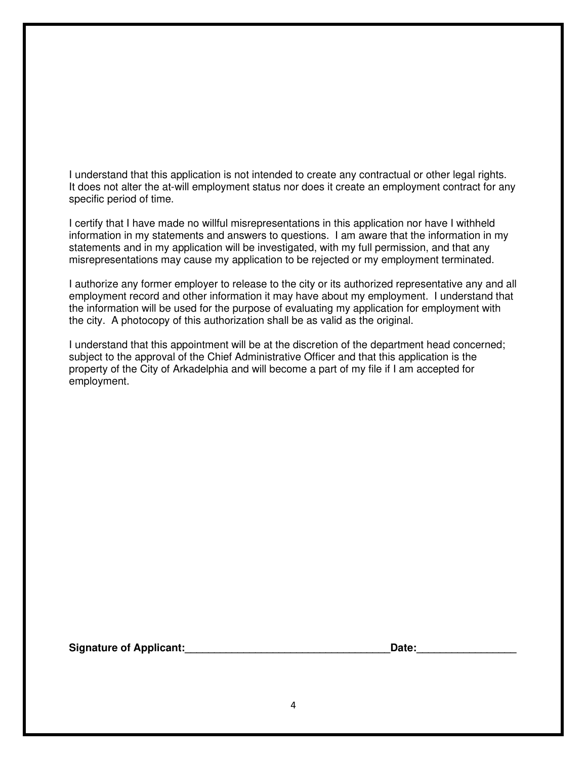I understand that this application is not intended to create any contractual or other legal rights. It does not alter the at-will employment status nor does it create an employment contract for any specific period of time.

I certify that I have made no willful misrepresentations in this application nor have I withheld information in my statements and answers to questions. I am aware that the information in my statements and in my application will be investigated, with my full permission, and that any misrepresentations may cause my application to be rejected or my employment terminated.

I authorize any former employer to release to the city or its authorized representative any and all employment record and other information it may have about my employment. I understand that the information will be used for the purpose of evaluating my application for employment with the city. A photocopy of this authorization shall be as valid as the original.

I understand that this appointment will be at the discretion of the department head concerned; subject to the approval of the Chief Administrative Officer and that this application is the property of the City of Arkadelphia and will become a part of my file if I am accepted for employment.

**Signature of Applicant:___________________________________Date:_________________**